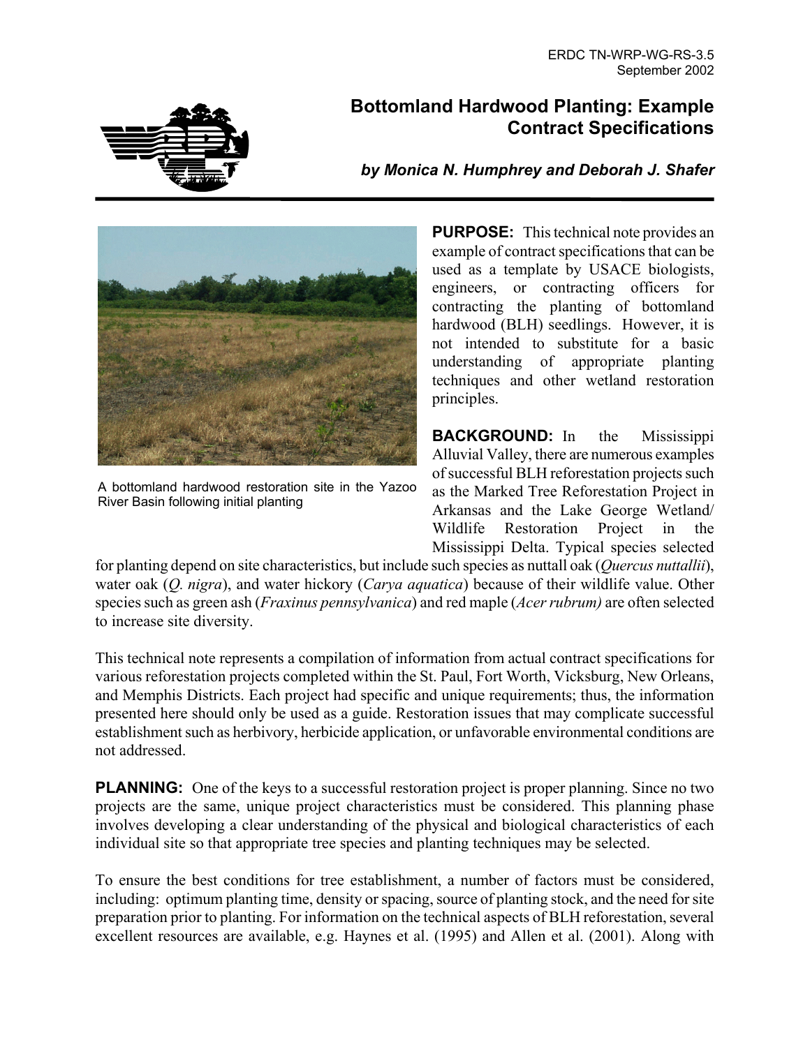ERDC TN-WRP-WG-RS-3.5
September 2002

# Bottomland Hardwood Planting: Example Contract Specifications

*by Monica N. Humphrey and Deborah J. Shafer*

A bottomland hardwood restoration site in the Yazoo River Basin following initial planting

**PURPOSE:** This technical note provides an example of contract specifications that can be used as a template by USACE biologists, engineers, or contracting officers for contracting the planting of bottomland hardwood (BLH) seedlings. However, it is not intended to substitute for a basic understanding of appropriate planting techniques and other wetland restoration principles.

**BACKGROUND:** In the Mississippi Alluvial Valley, there are numerous examples of successful BLH reforestation projects such as the Marked Tree Reforestation Project in Arkansas and the Lake George Wetland/Wildlife Restoration Project in the Mississippi Delta. Typical species selected for planting depend on site characteristics, but include such species as nuttall oak (*Quercus nuttallii*), water oak (*Q. nigra*), and water hickory (*Carya aquatica*) because of their wildlife value. Other species such as green ash (*Fraxinus pennsylvanica*) and red maple (*Acer rubrum)* are often selected to increase site diversity.

This technical note represents a compilation of information from actual contract specifications for various reforestation projects completed within the St. Paul, Fort Worth, Vicksburg, New Orleans, and Memphis Districts. Each project had specific and unique requirements; thus, the information presented here should only be used as a guide. Restoration issues that may complicate successful establishment such as herbivory, herbicide application, or unfavorable environmental conditions are not addressed.

**PLANNING:** One of the keys to a successful restoration project is proper planning. Since no two projects are the same, unique project characteristics must be considered. This planning phase involves developing a clear understanding of the physical and biological characteristics of each individual site so that appropriate tree species and planting techniques may be selected.

To ensure the best conditions for tree establishment, a number of factors must be considered, including: optimum planting time, density or spacing, source of planting stock, and the need for site preparation prior to planting. For information on the technical aspects of BLH reforestation, several excellent resources are available, e.g. Haynes et al. (1995) and Allen et al. (2001). Along with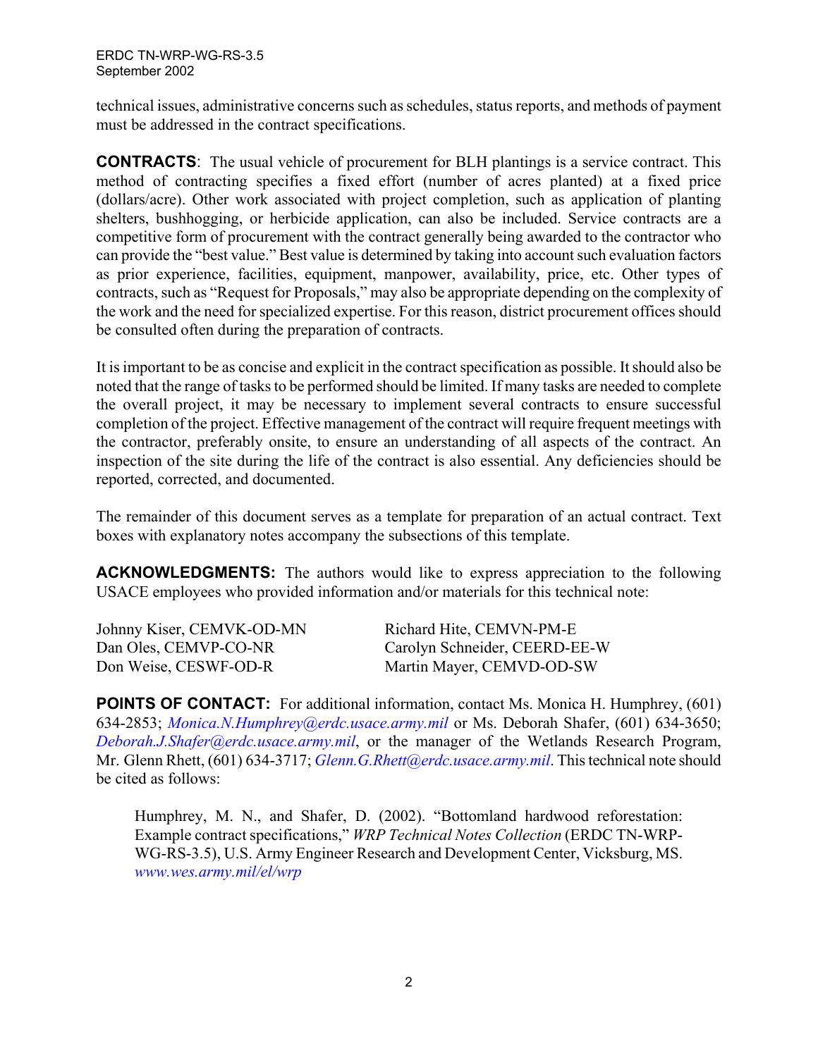technical issues, administrative concerns such as schedules, status reports, and methods of payment must be addressed in the contract specifications.

**CONTRACTS**: The usual vehicle of procurement for BLH plantings is a service contract. This method of contracting specifies a fixed effort (number of acres planted) at a fixed price (dollars/acre). Other work associated with project completion, such as application of planting shelters, bushhogging, or herbicide application, can also be included. Service contracts are a competitive form of procurement with the contract generally being awarded to the contractor who can provide the "best value." Best value is determined by taking into account such evaluation factors as prior experience, facilities, equipment, manpower, availability, price, etc. Other types of contracts, such as "Request for Proposals," may also be appropriate depending on the complexity of the work and the need for specialized expertise. For this reason, district procurement offices should be consulted often during the preparation of contracts.

It is important to be as concise and explicit in the contract specification as possible. It should also be noted that the range of tasks to be performed should be limited. If many tasks are needed to complete the overall project, it may be necessary to implement several contracts to ensure successful completion of the project. Effective management of the contract will require frequent meetings with the contractor, preferably onsite, to ensure an understanding of all aspects of the contract. An inspection of the site during the life of the contract is also essential. Any deficiencies should be reported, corrected, and documented.

The remainder of this document serves as a template for preparation of an actual contract. Text boxes with explanatory notes accompany the subsections of this template.

**ACKNOWLEDGMENTS:** The authors would like to express appreciation to the following USACE employees who provided information and/or materials for this technical note:

Johnny Kiser, CEMVK-OD-MN
Dan Oles, CEMVP-CO-NR
Don Weise, CESWF-OD-R
Richard Hite, CEMVN-PM-E
Carolyn Schneider, CEERD-EE-W
Martin Mayer, CEMVD-OD-SW

**POINTS OF CONTACT:** For additional information, contact Ms. Monica H. Humphrey, (601) 634-2853; *Monica.N.Humphrey@erdc.usace.army.mil* or Ms. Deborah Shafer, (601) 634-3650; *Deborah.J.Shafer@erdc.usace.army.mil*, or the manager of the Wetlands Research Program, Mr. Glenn Rhett, (601) 634-3717; *Glenn.G.Rhett@erdc.usace.army.mil*. This technical note should be cited as follows:

> Humphrey, M. N., and Shafer, D. (2002). "Bottomland hardwood reforestation: Example contract specifications," *WRP Technical Notes Collection* (ERDC TN-WRP-WG-RS-3.5), U.S. Army Engineer Research and Development Center, Vicksburg, MS. *www.wes.army.mil/el/wrp*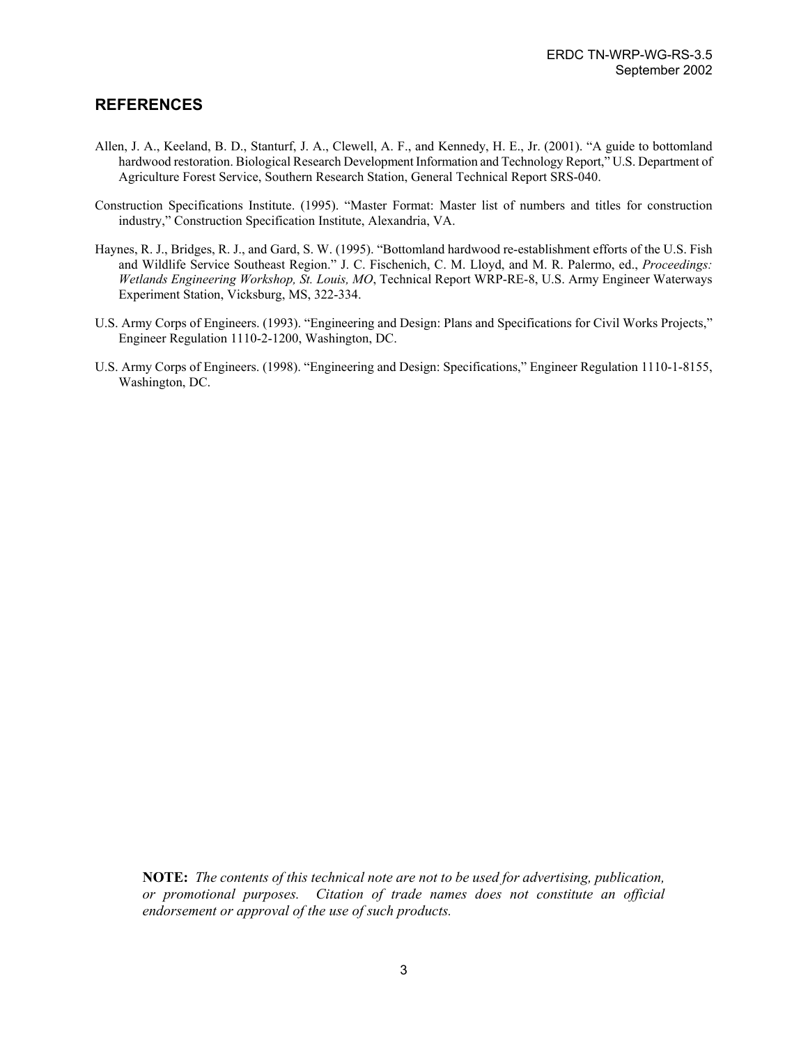## REFERENCES

Allen, J. A., Keeland, B. D., Stanturf, J. A., Clewell, A. F., and Kennedy, H. E., Jr. (2001). "A guide to bottomland hardwood restoration. Biological Research Development Information and Technology Report," U.S. Department of Agriculture Forest Service, Southern Research Station, General Technical Report SRS-040.

Construction Specifications Institute. (1995). "Master Format: Master list of numbers and titles for construction industry," Construction Specification Institute, Alexandria, VA.

Haynes, R. J., Bridges, R. J., and Gard, S. W. (1995). "Bottomland hardwood re-establishment efforts of the U.S. Fish and Wildlife Service Southeast Region." J. C. Fischenich, C. M. Lloyd, and M. R. Palermo, ed., *Proceedings: Wetlands Engineering Workshop, St. Louis, MO*, Technical Report WRP-RE-8, U.S. Army Engineer Waterways Experiment Station, Vicksburg, MS, 322-334.

U.S. Army Corps of Engineers. (1993). "Engineering and Design: Plans and Specifications for Civil Works Projects," Engineer Regulation 1110-2-1200, Washington, DC.

U.S. Army Corps of Engineers. (1998). "Engineering and Design: Specifications," Engineer Regulation 1110-1-8155, Washington, DC.

**NOTE:** *The contents of this technical note are not to be used for advertising, publication, or promotional purposes. Citation of trade names does not constitute an official endorsement or approval of the use of such products.*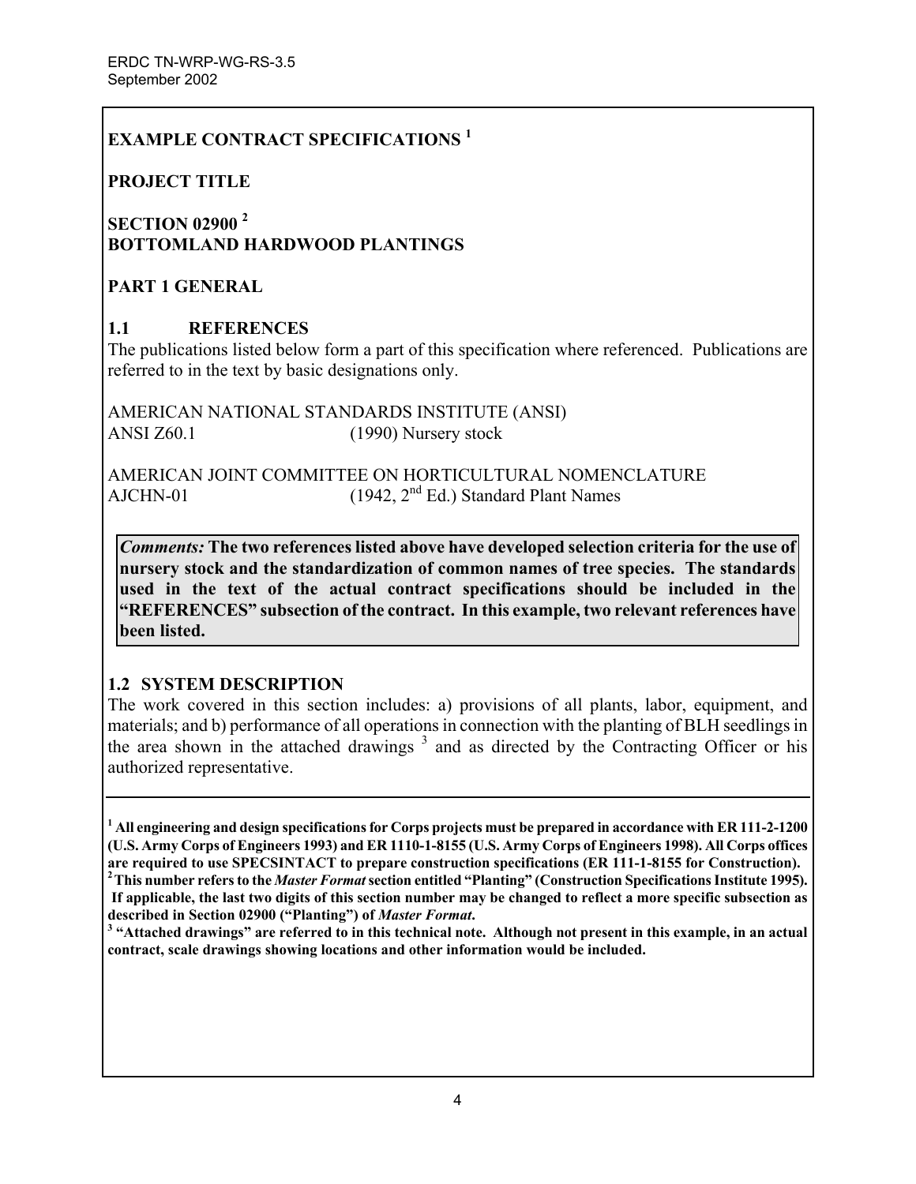**EXAMPLE CONTRACT SPECIFICATIONS** [1]

**PROJECT TITLE**

**SECTION 02900** [2]
**BOTTOMLAND HARDWOOD PLANTINGS**

## PART 1 GENERAL

### 1.1 REFERENCES

The publications listed below form a part of this specification where referenced. Publications are referred to in the text by basic designations only.

AMERICAN NATIONAL STANDARDS INSTITUTE (ANSI)
ANSI Z60.1 (1990) Nursery stock

AMERICAN JOINT COMMITTEE ON HORTICULTURAL NOMENCLATURE
AJCHN-01 (1942, 2nd Ed.) Standard Plant Names

> ***Comments:*** **The two references listed above have developed selection criteria for the use of nursery stock and the standardization of common names of tree species. The standards used in the text of the actual contract specifications should be included in the "REFERENCES" subsection of the contract. In this example, two relevant references have been listed.**

### 1.2 SYSTEM DESCRIPTION

The work covered in this section includes: a) provisions of all plants, labor, equipment, and materials; and b) performance of all operations in connection with the planting of BLH seedlings in the area shown in the attached drawings [3] and as directed by the Contracting Officer or his authorized representative.

---

[1] **All engineering and design specifications for Corps projects must be prepared in accordance with ER 111-2-1200 (U.S. Army Corps of Engineers 1993) and ER 1110-1-8155 (U.S. Army Corps of Engineers 1998). All Corps offices are required to use SPECSINTACT to prepare construction specifications (ER 111-1-8155 for Construction).**

[2] **This number refers to the *Master Format* section entitled "Planting" (Construction Specifications Institute 1995). If applicable, the last two digits of this section number may be changed to reflect a more specific subsection as described in Section 02900 ("Planting") of *Master Format*.**

[3] **"Attached drawings" are referred to in this technical note. Although not present in this example, in an actual contract, scale drawings showing locations and other information would be included.**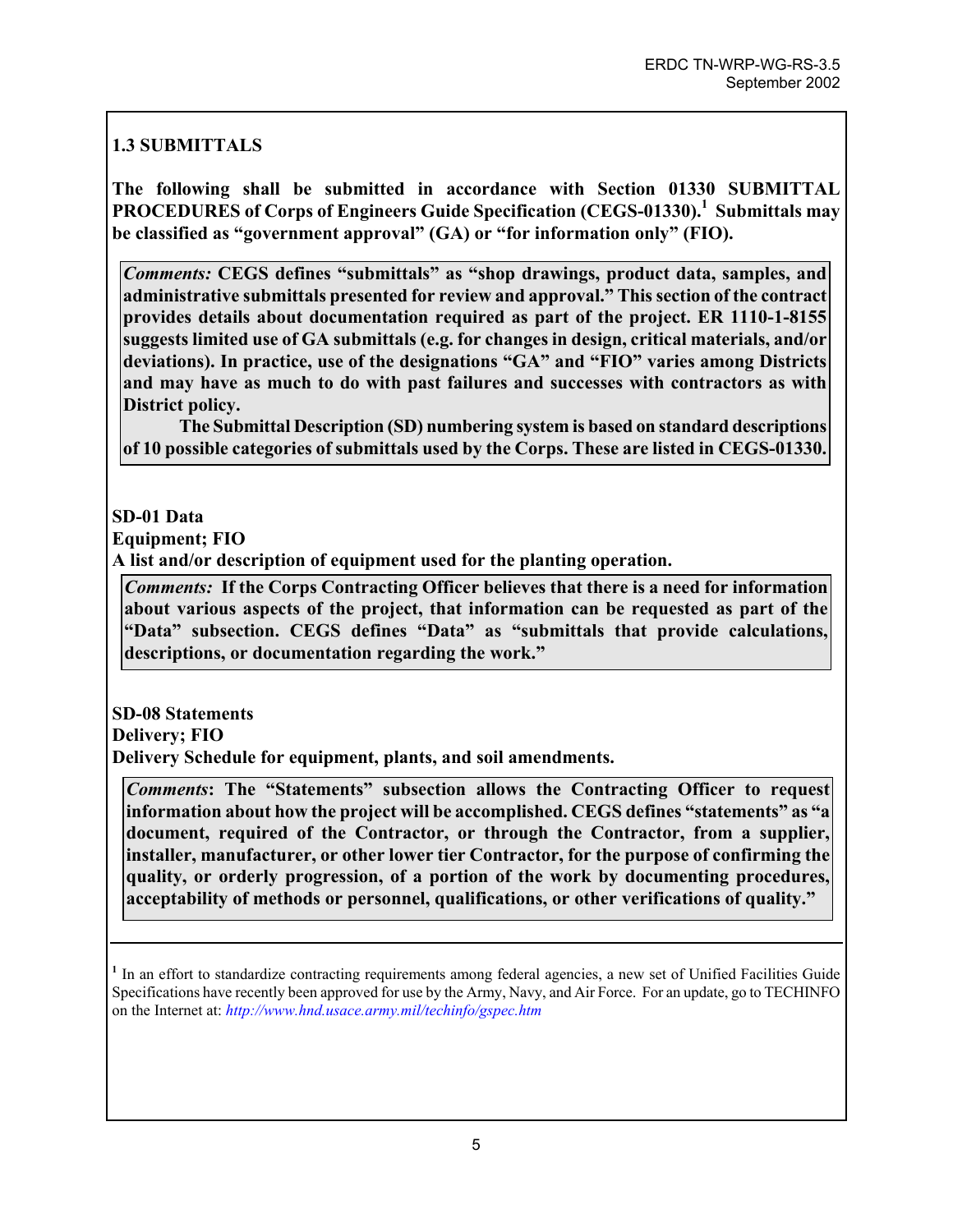## 1.3 SUBMITTALS

**The following shall be submitted in accordance with Section 01330 SUBMITTAL PROCEDURES of Corps of Engineers Guide Specification (CEGS-01330).[1] Submittals may be classified as "government approval" (GA) or "for information only" (FIO).**

> ***Comments:*** **CEGS defines "submittals" as "shop drawings, product data, samples, and administrative submittals presented for review and approval." This section of the contract provides details about documentation required as part of the project. ER 1110-1-8155 suggests limited use of GA submittals (e.g. for changes in design, critical materials, and/or deviations). In practice, use of the designations "GA" and "FIO" varies among Districts and may have as much to do with past failures and successes with contractors as with District policy.**
>
> **The Submittal Description (SD) numbering system is based on standard descriptions of 10 possible categories of submittals used by the Corps. These are listed in CEGS-01330.**

**SD-01 Data**
**Equipment; FIO**
**A list and/or description of equipment used for the planting operation.**

> ***Comments:*** **If the Corps Contracting Officer believes that there is a need for information about various aspects of the project, that information can be requested as part of the "Data" subsection. CEGS defines "Data" as "submittals that provide calculations, descriptions, or documentation regarding the work."**

**SD-08 Statements**
**Delivery; FIO**
**Delivery Schedule for equipment, plants, and soil amendments.**

> ***Comments*****: The "Statements" subsection allows the Contracting Officer to request information about how the project will be accomplished. CEGS defines "statements" as "a document, required of the Contractor, or through the Contractor, from a supplier, installer, manufacturer, or other lower tier Contractor, for the purpose of confirming the quality, or orderly progression, of a portion of the work by documenting procedures, acceptability of methods or personnel, qualifications, or other verifications of quality."**

---

[1] In an effort to standardize contracting requirements among federal agencies, a new set of Unified Facilities Guide Specifications have recently been approved for use by the Army, Navy, and Air Force. For an update, go to TECHINFO on the Internet at: *http://www.hnd.usace.army.mil/techinfo/gspec.htm*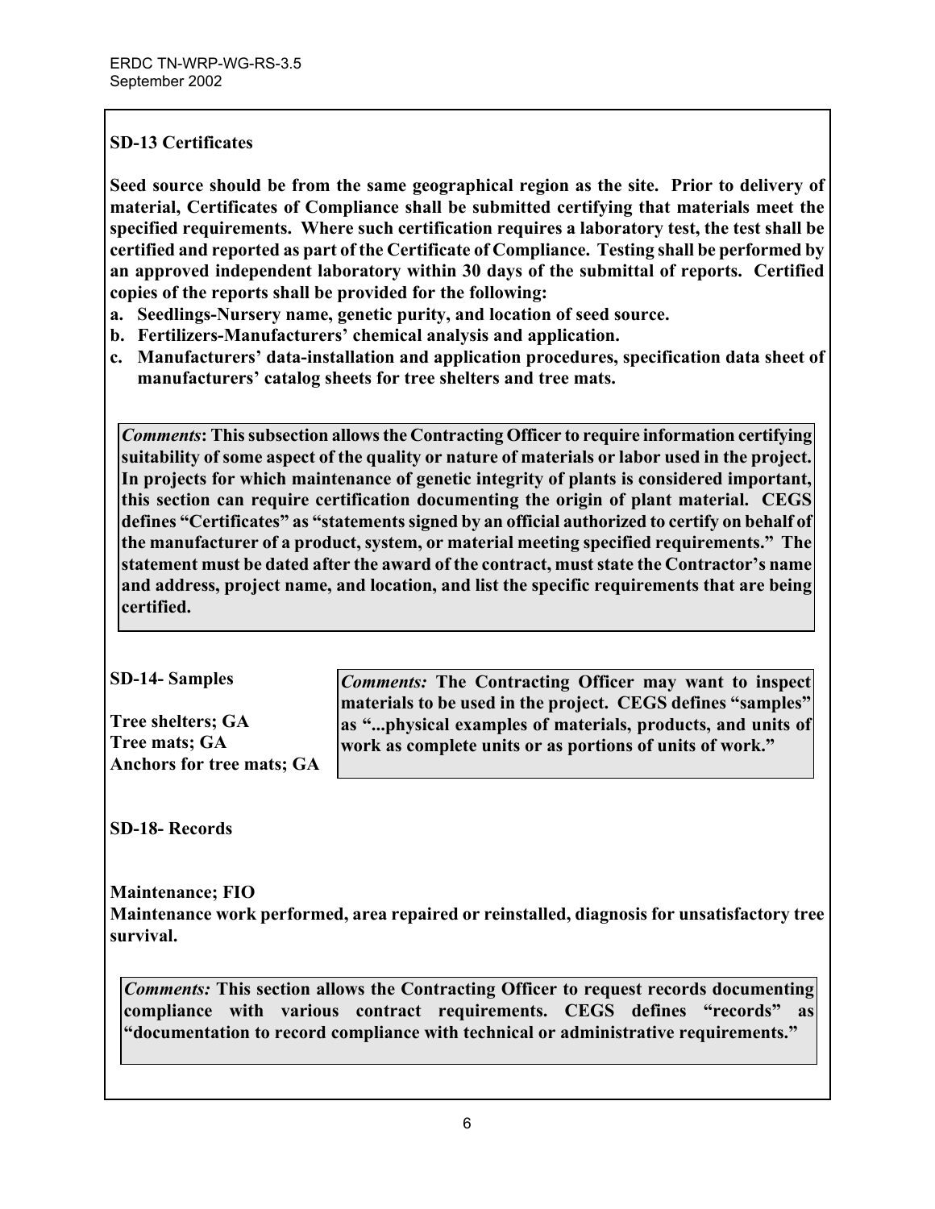**SD-13 Certificates**

**Seed source should be from the same geographical region as the site. Prior to delivery of material, Certificates of Compliance shall be submitted certifying that materials meet the specified requirements. Where such certification requires a laboratory test, the test shall be certified and reported as part of the Certificate of Compliance. Testing shall be performed by an approved independent laboratory within 30 days of the submittal of reports. Certified copies of the reports shall be provided for the following:**

**a. Seedlings-Nursery name, genetic purity, and location of seed source.**
**b. Fertilizers-Manufacturers' chemical analysis and application.**
**c. Manufacturers' data-installation and application procedures, specification data sheet of manufacturers' catalog sheets for tree shelters and tree mats.**

> ***Comments*: This subsection allows the Contracting Officer to require information certifying suitability of some aspect of the quality or nature of materials or labor used in the project. In projects for which maintenance of genetic integrity of plants is considered important, this section can require certification documenting the origin of plant material. CEGS defines "Certificates" as "statements signed by an official authorized to certify on behalf of the manufacturer of a product, system, or material meeting specified requirements." The statement must be dated after the award of the contract, must state the Contractor's name and address, project name, and location, and list the specific requirements that are being certified.**

**SD-14- Samples**

**Tree shelters; GA**
**Tree mats; GA**
**Anchors for tree mats; GA**

> ***Comments:* The Contracting Officer may want to inspect materials to be used in the project. CEGS defines "samples" as "...physical examples of materials, products, and units of work as complete units or as portions of units of work."**

**SD-18- Records**

**Maintenance; FIO**
**Maintenance work performed, area repaired or reinstalled, diagnosis for unsatisfactory tree survival.**

> ***Comments:* This section allows the Contracting Officer to request records documenting compliance with various contract requirements. CEGS defines "records" as "documentation to record compliance with technical or administrative requirements."**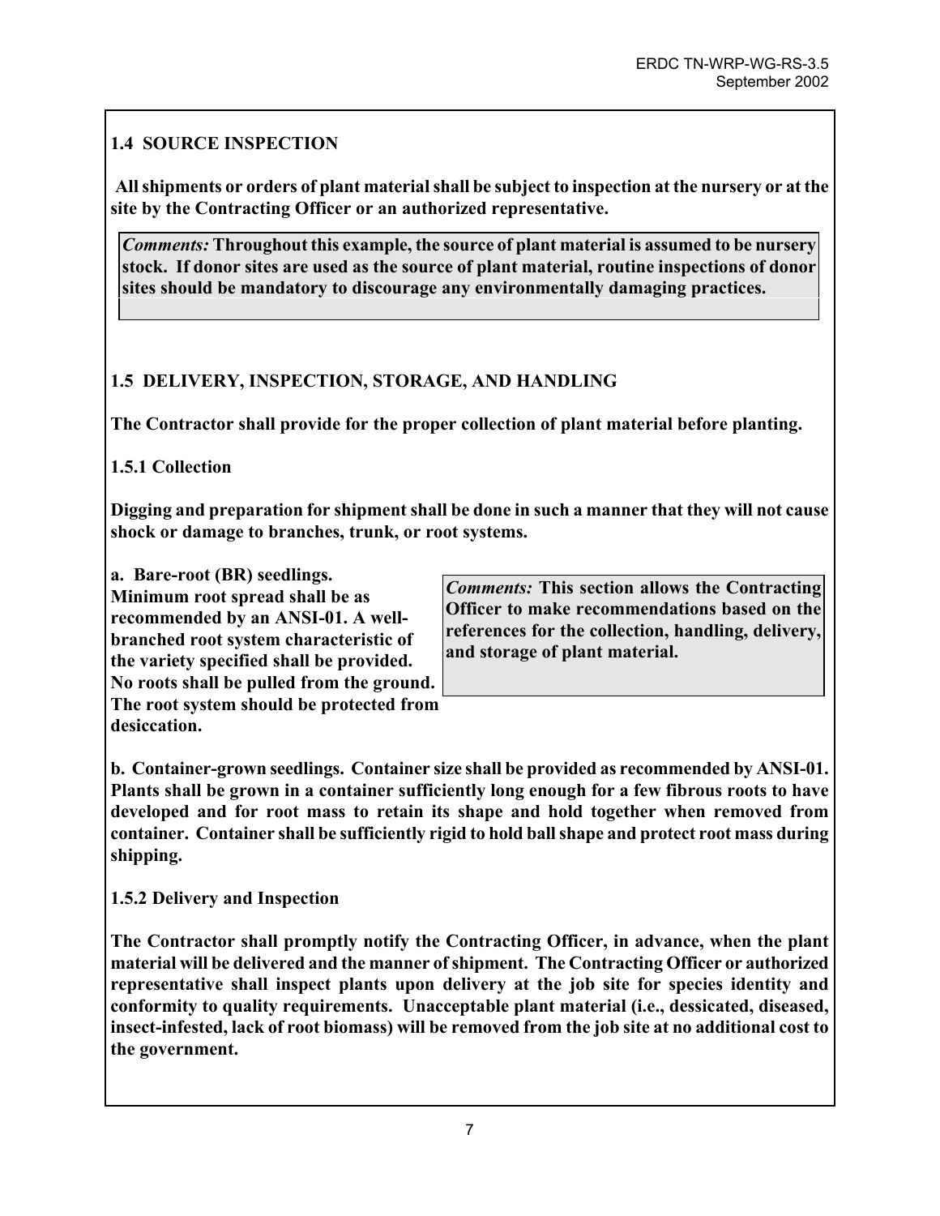## 1.4 SOURCE INSPECTION

**All shipments or orders of plant material shall be subject to inspection at the nursery or at the site by the Contracting Officer or an authorized representative.**

> ***Comments:*** **Throughout this example, the source of plant material is assumed to be nursery stock. If donor sites are used as the source of plant material, routine inspections of donor sites should be mandatory to discourage any environmentally damaging practices.**

## 1.5 DELIVERY, INSPECTION, STORAGE, AND HANDLING

**The Contractor shall provide for the proper collection of plant material before planting.**

### 1.5.1 Collection

**Digging and preparation for shipment shall be done in such a manner that they will not cause shock or damage to branches, trunk, or root systems.**

**a. Bare-root (BR) seedlings. Minimum root spread shall be as recommended by an ANSI-01. A well-branched root system characteristic of the variety specified shall be provided. No roots shall be pulled from the ground. The root system should be protected from desiccation.**

> ***Comments:*** **This section allows the Contracting Officer to make recommendations based on the references for the collection, handling, delivery, and storage of plant material.**

**b. Container-grown seedlings. Container size shall be provided as recommended by ANSI-01. Plants shall be grown in a container sufficiently long enough for a few fibrous roots to have developed and for root mass to retain its shape and hold together when removed from container. Container shall be sufficiently rigid to hold ball shape and protect root mass during shipping.**

### 1.5.2 Delivery and Inspection

**The Contractor shall promptly notify the Contracting Officer, in advance, when the plant material will be delivered and the manner of shipment. The Contracting Officer or authorized representative shall inspect plants upon delivery at the job site for species identity and conformity to quality requirements. Unacceptable plant material (i.e., dessicated, diseased, insect-infested, lack of root biomass) will be removed from the job site at no additional cost to the government.**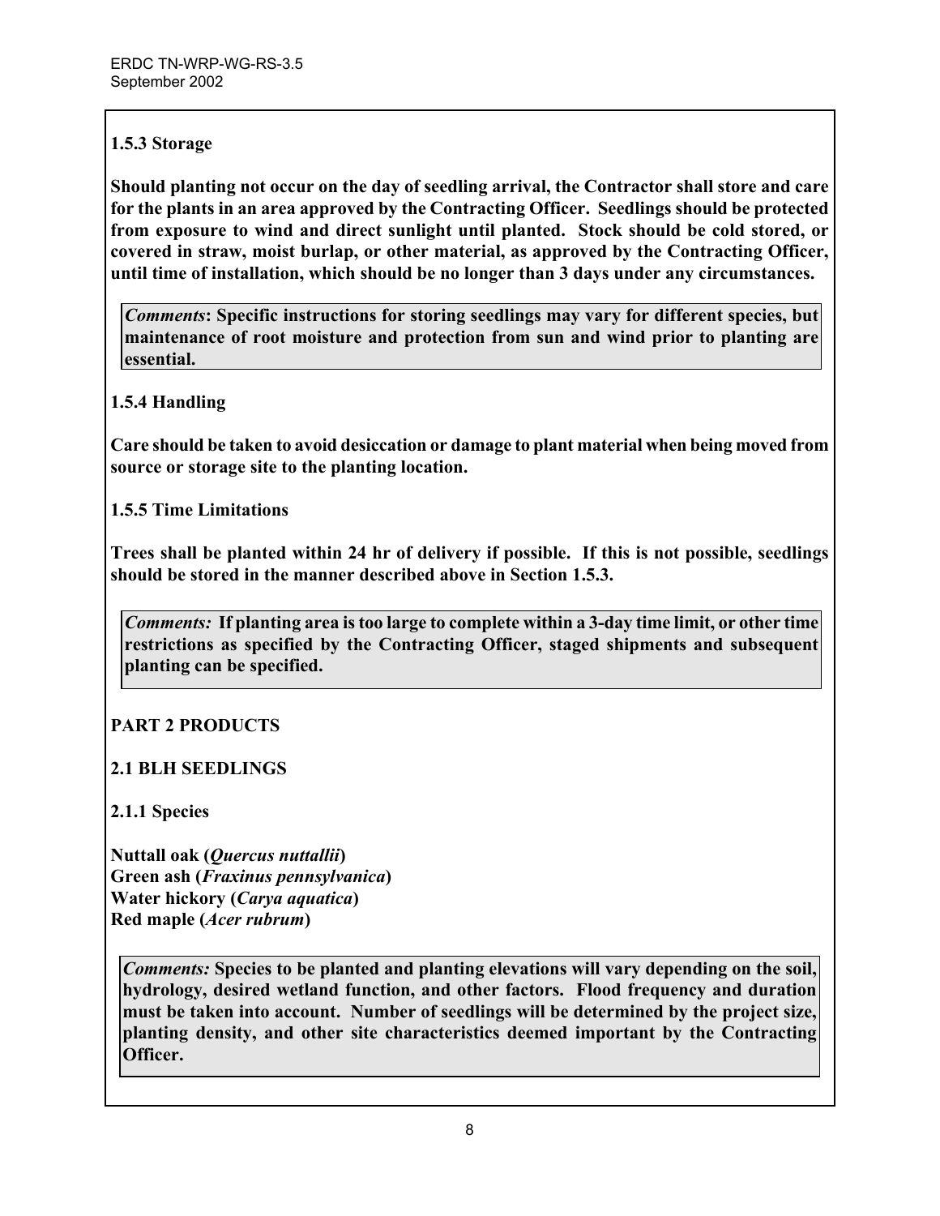**1.5.3 Storage**

**Should planting not occur on the day of seedling arrival, the Contractor shall store and care for the plants in an area approved by the Contracting Officer. Seedlings should be protected from exposure to wind and direct sunlight until planted. Stock should be cold stored, or covered in straw, moist burlap, or other material, as approved by the Contracting Officer, until time of installation, which should be no longer than 3 days under any circumstances.**

> ***Comments*: Specific instructions for storing seedlings may vary for different species, but maintenance of root moisture and protection from sun and wind prior to planting are essential.**

**1.5.4 Handling**

**Care should be taken to avoid desiccation or damage to plant material when being moved from source or storage site to the planting location.**

**1.5.5 Time Limitations**

**Trees shall be planted within 24 hr of delivery if possible. If this is not possible, seedlings should be stored in the manner described above in Section 1.5.3.**

> ***Comments:* If planting area is too large to complete within a 3-day time limit, or other time restrictions as specified by the Contracting Officer, staged shipments and subsequent planting can be specified.**

**PART 2 PRODUCTS**

**2.1 BLH SEEDLINGS**

**2.1.1 Species**

**Nuttall oak (*Quercus nuttallii*)**
**Green ash (*Fraxinus pennsylvanica*)**
**Water hickory (*Carya aquatica*)**
**Red maple (*Acer rubrum*)**

> ***Comments:* Species to be planted and planting elevations will vary depending on the soil, hydrology, desired wetland function, and other factors. Flood frequency and duration must be taken into account. Number of seedlings will be determined by the project size, planting density, and other site characteristics deemed important by the Contracting Officer.**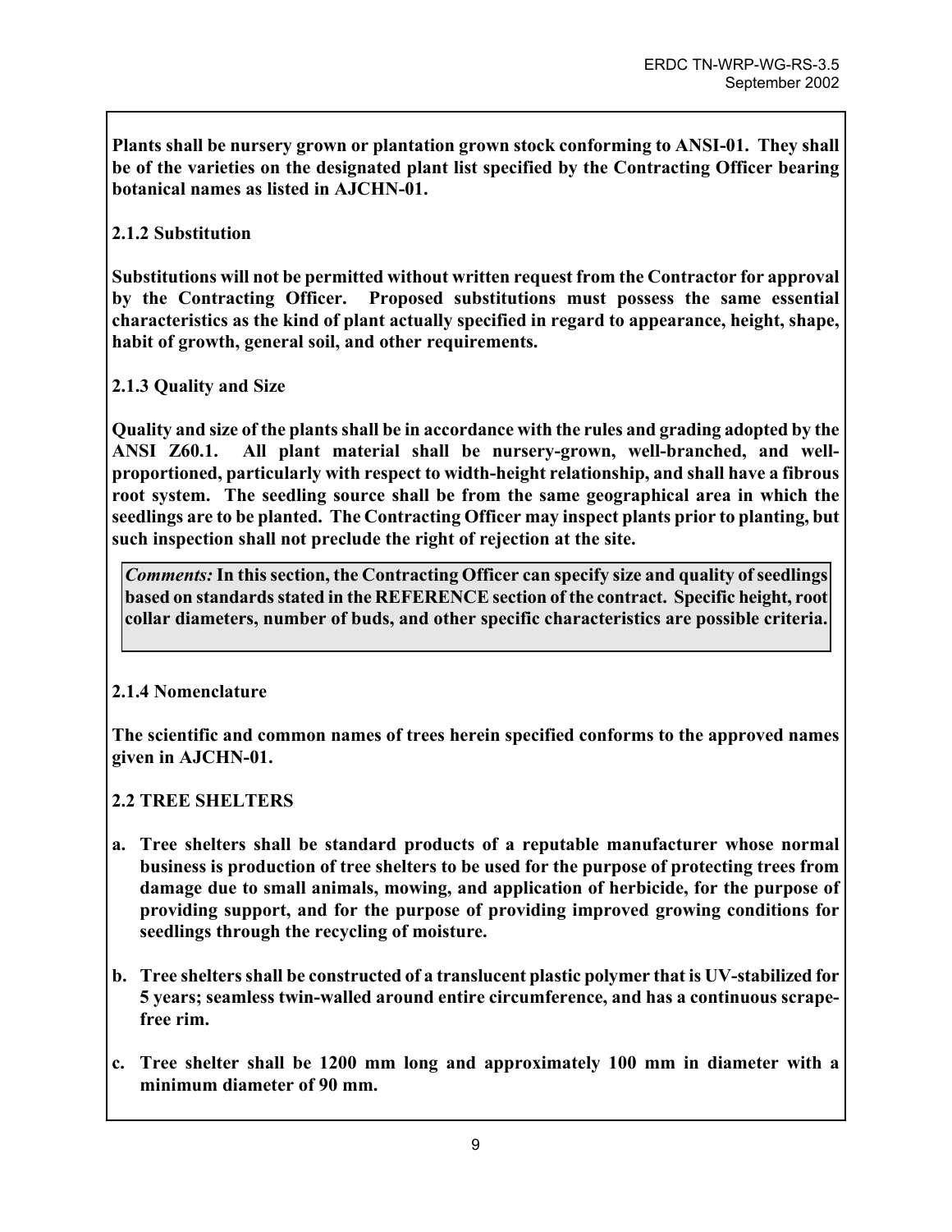**Plants shall be nursery grown or plantation grown stock conforming to ANSI-01. They shall be of the varieties on the designated plant list specified by the Contracting Officer bearing botanical names as listed in AJCHN-01.**

**2.1.2 Substitution**

**Substitutions will not be permitted without written request from the Contractor for approval by the Contracting Officer. Proposed substitutions must possess the same essential characteristics as the kind of plant actually specified in regard to appearance, height, shape, habit of growth, general soil, and other requirements.**

**2.1.3 Quality and Size**

**Quality and size of the plants shall be in accordance with the rules and grading adopted by the ANSI Z60.1. All plant material shall be nursery-grown, well-branched, and well-proportioned, particularly with respect to width-height relationship, and shall have a fibrous root system. The seedling source shall be from the same geographical area in which the seedlings are to be planted. The Contracting Officer may inspect plants prior to planting, but such inspection shall not preclude the right of rejection at the site.**

> ***Comments:*** **In this section, the Contracting Officer can specify size and quality of seedlings based on standards stated in the REFERENCE section of the contract. Specific height, root collar diameters, number of buds, and other specific characteristics are possible criteria.**

**2.1.4 Nomenclature**

**The scientific and common names of trees herein specified conforms to the approved names given in AJCHN-01.**

**2.2 TREE SHELTERS**

**a. Tree shelters shall be standard products of a reputable manufacturer whose normal business is production of tree shelters to be used for the purpose of protecting trees from damage due to small animals, mowing, and application of herbicide, for the purpose of providing support, and for the purpose of providing improved growing conditions for seedlings through the recycling of moisture.**

**b. Tree shelters shall be constructed of a translucent plastic polymer that is UV-stabilized for 5 years; seamless twin-walled around entire circumference, and has a continuous scrape-free rim.**

**c. Tree shelter shall be 1200 mm long and approximately 100 mm in diameter with a minimum diameter of 90 mm.**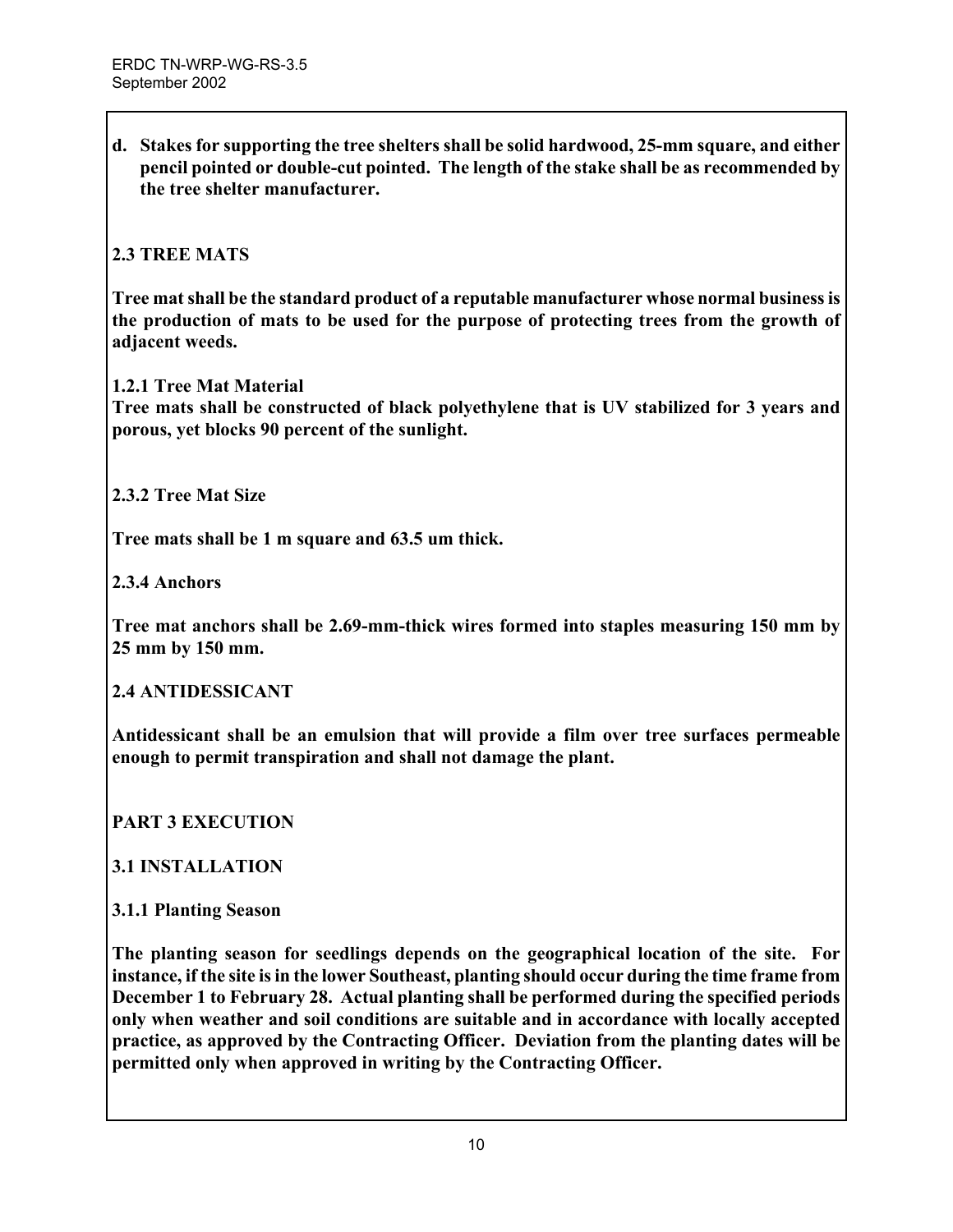**d. Stakes for supporting the tree shelters shall be solid hardwood, 25-mm square, and either pencil pointed or double-cut pointed. The length of the stake shall be as recommended by the tree shelter manufacturer.**

**2.3 TREE MATS**

**Tree mat shall be the standard product of a reputable manufacturer whose normal business is the production of mats to be used for the purpose of protecting trees from the growth of adjacent weeds.**

**1.2.1 Tree Mat Material**
**Tree mats shall be constructed of black polyethylene that is UV stabilized for 3 years and porous, yet blocks 90 percent of the sunlight.**

**2.3.2 Tree Mat Size**

**Tree mats shall be 1 m square and 63.5 um thick.**

**2.3.4 Anchors**

**Tree mat anchors shall be 2.69-mm-thick wires formed into staples measuring 150 mm by 25 mm by 150 mm.**

**2.4 ANTIDESSICANT**

**Antidessicant shall be an emulsion that will provide a film over tree surfaces permeable enough to permit transpiration and shall not damage the plant.**

**PART 3 EXECUTION**

**3.1 INSTALLATION**

**3.1.1 Planting Season**

**The planting season for seedlings depends on the geographical location of the site. For instance, if the site is in the lower Southeast, planting should occur during the time frame from December 1 to February 28. Actual planting shall be performed during the specified periods only when weather and soil conditions are suitable and in accordance with locally accepted practice, as approved by the Contracting Officer. Deviation from the planting dates will be permitted only when approved in writing by the Contracting Officer.**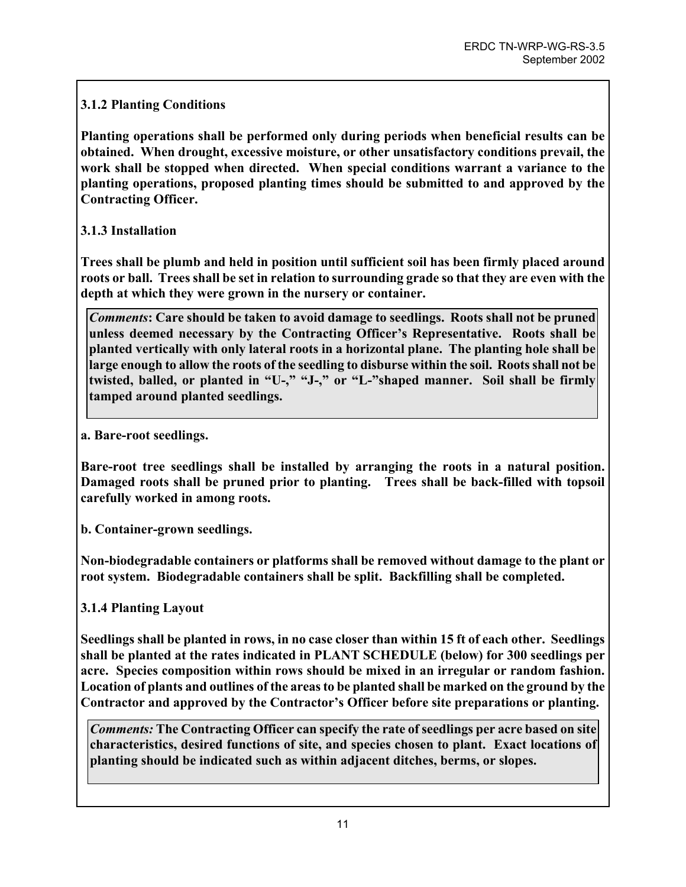**3.1.2 Planting Conditions**

**Planting operations shall be performed only during periods when beneficial results can be obtained. When drought, excessive moisture, or other unsatisfactory conditions prevail, the work shall be stopped when directed. When special conditions warrant a variance to the planting operations, proposed planting times should be submitted to and approved by the Contracting Officer.**

**3.1.3 Installation**

**Trees shall be plumb and held in position until sufficient soil has been firmly placed around roots or ball. Trees shall be set in relation to surrounding grade so that they are even with the depth at which they were grown in the nursery or container.**

> ***Comments*: Care should be taken to avoid damage to seedlings. Roots shall not be pruned unless deemed necessary by the Contracting Officer's Representative. Roots shall be planted vertically with only lateral roots in a horizontal plane. The planting hole shall be large enough to allow the roots of the seedling to disburse within the soil. Roots shall not be twisted, balled, or planted in "U-," "J-," or "L-"shaped manner. Soil shall be firmly tamped around planted seedlings.**

**a. Bare-root seedlings.**

**Bare-root tree seedlings shall be installed by arranging the roots in a natural position. Damaged roots shall be pruned prior to planting. Trees shall be back-filled with topsoil carefully worked in among roots.**

**b. Container-grown seedlings.**

**Non-biodegradable containers or platforms shall be removed without damage to the plant or root system. Biodegradable containers shall be split. Backfilling shall be completed.**

**3.1.4 Planting Layout**

**Seedlings shall be planted in rows, in no case closer than within 15 ft of each other. Seedlings shall be planted at the rates indicated in PLANT SCHEDULE (below) for 300 seedlings per acre. Species composition within rows should be mixed in an irregular or random fashion. Location of plants and outlines of the areas to be planted shall be marked on the ground by the Contractor and approved by the Contractor's Officer before site preparations or planting.**

> ***Comments:* The Contracting Officer can specify the rate of seedlings per acre based on site characteristics, desired functions of site, and species chosen to plant. Exact locations of planting should be indicated such as within adjacent ditches, berms, or slopes.**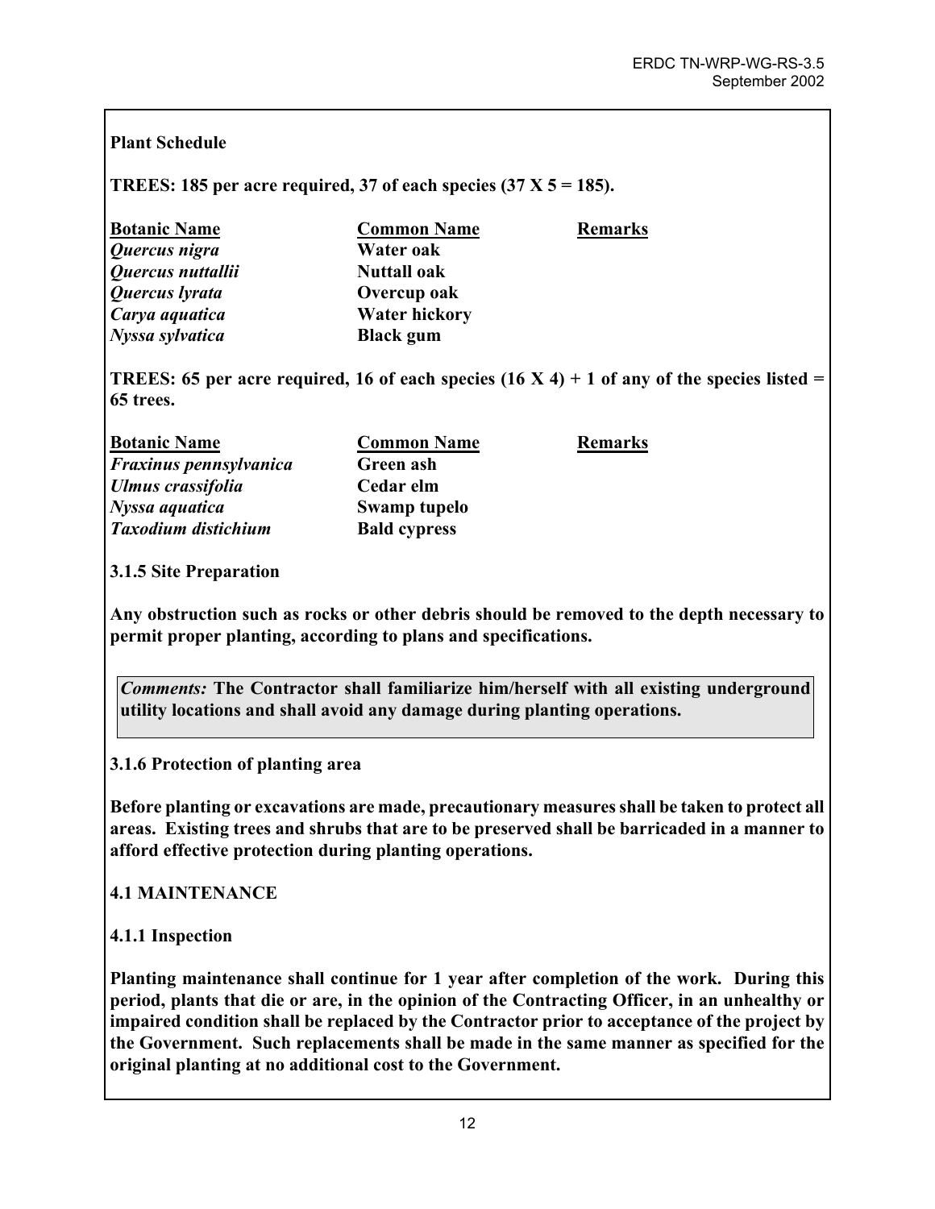**Plant Schedule**

**TREES: 185 per acre required, 37 of each species (37 X 5 = 185).**

| **Botanic Name** | **Common Name** | **Remarks** |
|---|---|---|
| ***Quercus nigra*** | **Water oak** | |
| ***Quercus nuttallii*** | **Nuttall oak** | |
| ***Quercus lyrata*** | **Overcup oak** | |
| ***Carya aquatica*** | **Water hickory** | |
| ***Nyssa sylvatica*** | **Black gum** | |

**TREES: 65 per acre required, 16 of each species (16 X 4) + 1 of any of the species listed = 65 trees.**

| **Botanic Name** | **Common Name** | **Remarks** |
|---|---|---|
| ***Fraxinus pennsylvanica*** | **Green ash** | |
| ***Ulmus crassifolia*** | **Cedar elm** | |
| ***Nyssa aquatica*** | **Swamp tupelo** | |
| ***Taxodium distichium*** | **Bald cypress** | |

**3.1.5 Site Preparation**

**Any obstruction such as rocks or other debris should be removed to the depth necessary to permit proper planting, according to plans and specifications.**

> *Comments:* **The Contractor shall familiarize him/herself with all existing underground utility locations and shall avoid any damage during planting operations.**

**3.1.6 Protection of planting area**

**Before planting or excavations are made, precautionary measures shall be taken to protect all areas. Existing trees and shrubs that are to be preserved shall be barricaded in a manner to afford effective protection during planting operations.**

**4.1 MAINTENANCE**

**4.1.1 Inspection**

**Planting maintenance shall continue for 1 year after completion of the work. During this period, plants that die or are, in the opinion of the Contracting Officer, in an unhealthy or impaired condition shall be replaced by the Contractor prior to acceptance of the project by the Government. Such replacements shall be made in the same manner as specified for the original planting at no additional cost to the Government.**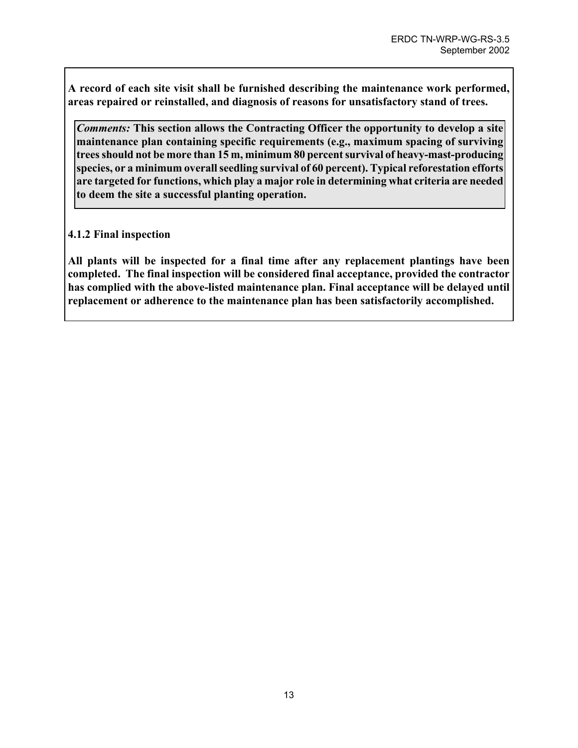**A record of each site visit shall be furnished describing the maintenance work performed, areas repaired or reinstalled, and diagnosis of reasons for unsatisfactory stand of trees.**

> ***Comments:*** **This section allows the Contracting Officer the opportunity to develop a site maintenance plan containing specific requirements (e.g., maximum spacing of surviving trees should not be more than 15 m, minimum 80 percent survival of heavy-mast-producing species, or a minimum overall seedling survival of 60 percent). Typical reforestation efforts are targeted for functions, which play a major role in determining what criteria are needed to deem the site a successful planting operation.**

**4.1.2 Final inspection**

**All plants will be inspected for a final time after any replacement plantings have been completed. The final inspection will be considered final acceptance, provided the contractor has complied with the above-listed maintenance plan. Final acceptance will be delayed until replacement or adherence to the maintenance plan has been satisfactorily accomplished.**